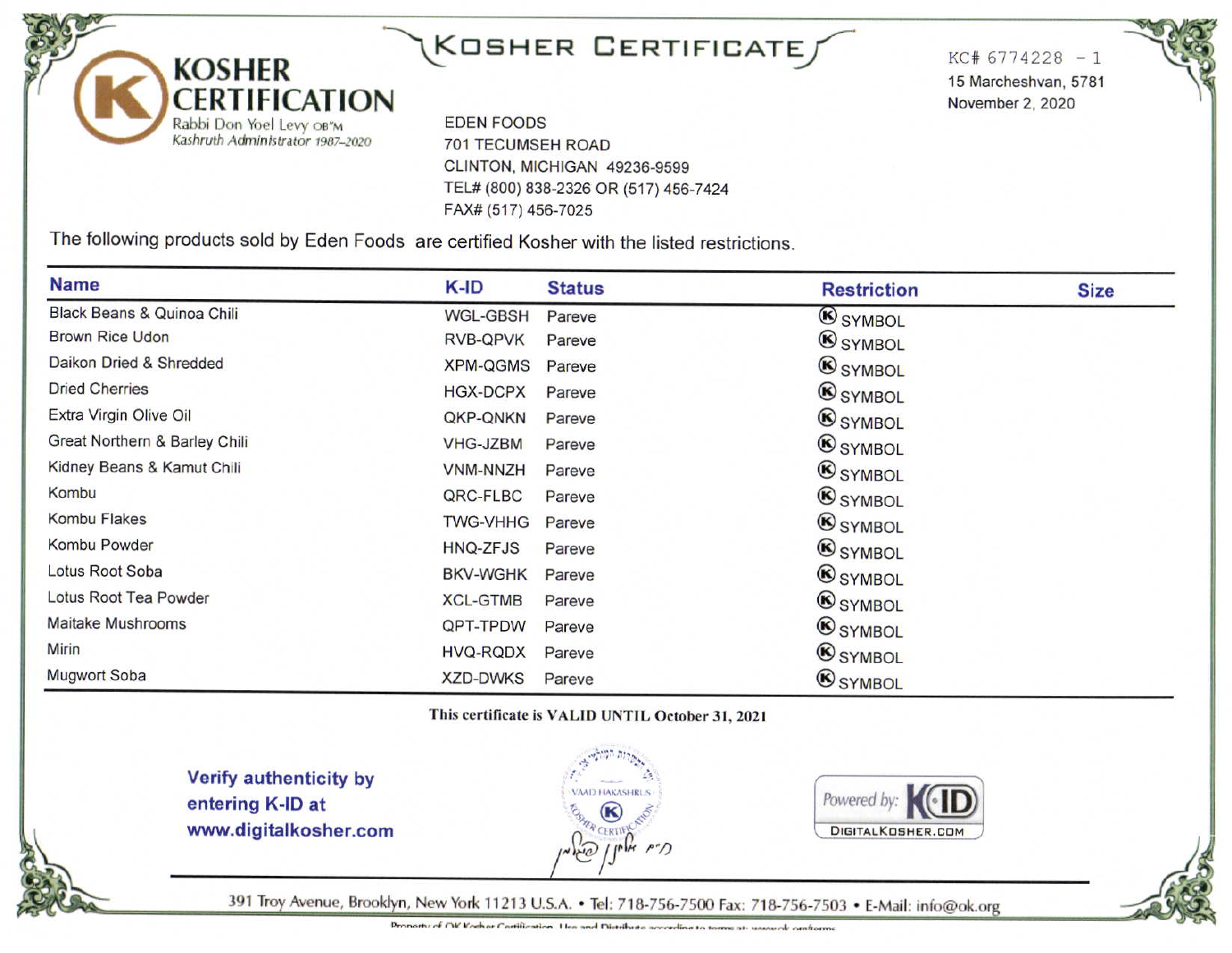# KOSHER CERTIFICATION

Rabbi Don Yoel Levy OB"M
*Kashruth Administrator 1987–2020*

# KOSHER CERTIFICATE

KC# 6774228 - 1
15 Marcheshvan, 5781
November 2, 2020

EDEN FOODS
701 TECUMSEH ROAD
CLINTON, MICHIGAN 49236-9599
TEL# (800) 838-2326 OR (517) 456-7424
FAX# (517) 456-7025

The following products sold by Eden Foods are certified Kosher with the listed restrictions.

| Name | K-ID | Status | Restriction | Size |
|---|---|---|---|---|
| Black Beans & Quinoa Chili | WGL-GBSH | Pareve | Ⓚ SYMBOL | |
| Brown Rice Udon | RVB-QPVK | Pareve | Ⓚ SYMBOL | |
| Daikon Dried & Shredded | XPM-QGMS | Pareve | Ⓚ SYMBOL | |
| Dried Cherries | HGX-DCPX | Pareve | Ⓚ SYMBOL | |
| Extra Virgin Olive Oil | QKP-QNKN | Pareve | Ⓚ SYMBOL | |
| Great Northern & Barley Chili | VHG-JZBM | Pareve | Ⓚ SYMBOL | |
| Kidney Beans & Kamut Chili | VNM-NNZH | Pareve | Ⓚ SYMBOL | |
| Kombu | QRC-FLBC | Pareve | Ⓚ SYMBOL | |
| Kombu Flakes | TWG-VHHG | Pareve | Ⓚ SYMBOL | |
| Kombu Powder | HNQ-ZFJS | Pareve | Ⓚ SYMBOL | |
| Lotus Root Soba | BKV-WGHK | Pareve | Ⓚ SYMBOL | |
| Lotus Root Tea Powder | XCL-GTMB | Pareve | Ⓚ SYMBOL | |
| Maitake Mushrooms | QPT-TPDW | Pareve | Ⓚ SYMBOL | |
| Mirin | HVQ-RQDX | Pareve | Ⓚ SYMBOL | |
| Mugwort Soba | XZD-DWKS | Pareve | Ⓚ SYMBOL | |

**This certificate is VALID UNTIL October 31, 2021**

**Verify authenticity by entering K-ID at www.digitalkosher.com**

VAAD HAKASHRUS – KOSHER CERTIFICATION

Powered by: K-ID DIGITALKOSHER.COM

391 Troy Avenue, Brooklyn, New York 11213 U.S.A. • Tel: 718-756-7500 Fax: 718-756-7503 • E-Mail: info@ok.org

Property of OK Kosher Certification. Use and Distribute according to terms at: www.ok.org/terms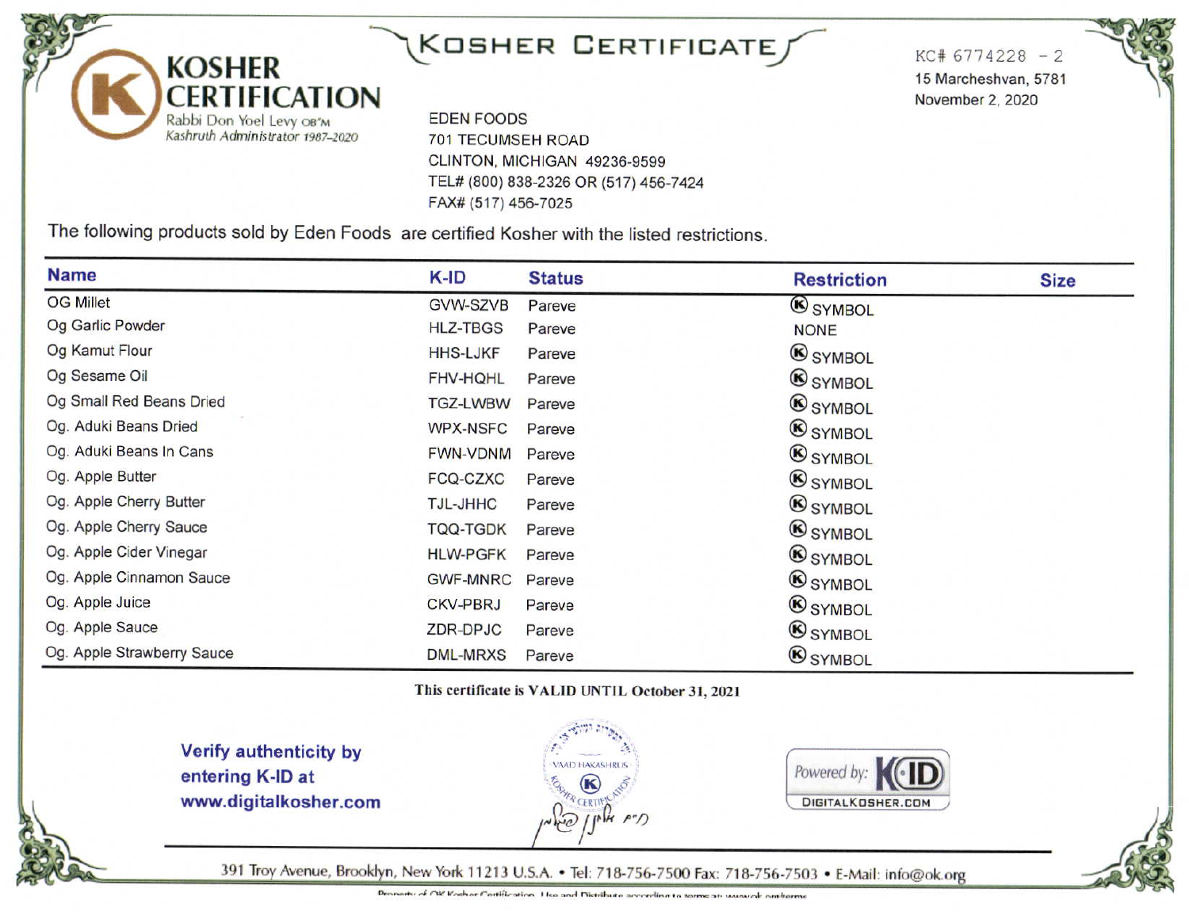# KOSHER CERTIFICATE

**KOSHER CERTIFICATION**
Rabbi Don Yoel Levy OB"M
*Kashruth Administrator 1987–2020*

KC# 6774228 - 2
15 Marcheshvan, 5781
November 2, 2020

EDEN FOODS
701 TECUMSEH ROAD
CLINTON, MICHIGAN 49236-9599
TEL# (800) 838-2326 OR (517) 456-7424
FAX# (517) 456-7025

The following products sold by Eden Foods are certified Kosher with the listed restrictions.

| Name | K-ID | Status | Restriction | Size |
|---|---|---|---|---|
| OG Millet | GVW-SZVB | Pareve | Ⓚ SYMBOL | |
| Og Garlic Powder | HLZ-TBGS | Pareve | NONE | |
| Og Kamut Flour | HHS-LJKF | Pareve | Ⓚ SYMBOL | |
| Og Sesame Oil | FHV-HQHL | Pareve | Ⓚ SYMBOL | |
| Og Small Red Beans Dried | TGZ-LWBW | Pareve | Ⓚ SYMBOL | |
| Og. Aduki Beans Dried | WPX-NSFC | Pareve | Ⓚ SYMBOL | |
| Og. Aduki Beans In Cans | FWN-VDNM | Pareve | Ⓚ SYMBOL | |
| Og. Apple Butter | FCQ-CZXC | Pareve | Ⓚ SYMBOL | |
| Og. Apple Cherry Butter | TJL-JHHC | Pareve | Ⓚ SYMBOL | |
| Og. Apple Cherry Sauce | TQQ-TGDK | Pareve | Ⓚ SYMBOL | |
| Og. Apple Cider Vinegar | HLW-PGFK | Pareve | Ⓚ SYMBOL | |
| Og. Apple Cinnamon Sauce | GWF-MNRC | Pareve | Ⓚ SYMBOL | |
| Og. Apple Juice | CKV-PBRJ | Pareve | Ⓚ SYMBOL | |
| Og. Apple Sauce | ZDR-DPJC | Pareve | Ⓚ SYMBOL | |
| Og. Apple Strawberry Sauce | DML-MRXS | Pareve | Ⓚ SYMBOL | |

**This certificate is VALID UNTIL October 31, 2021**

**Verify authenticity by entering K-ID at www.digitalkosher.com**

Powered by: KID DIGITALKOSHER.COM

391 Troy Avenue, Brooklyn, New York 11213 U.S.A. • Tel: 718-756-7500 Fax: 718-756-7503 • E-Mail: info@ok.org

Property of OK Kosher Certification. Use and Distribute according to terms at: www.ok.org/terms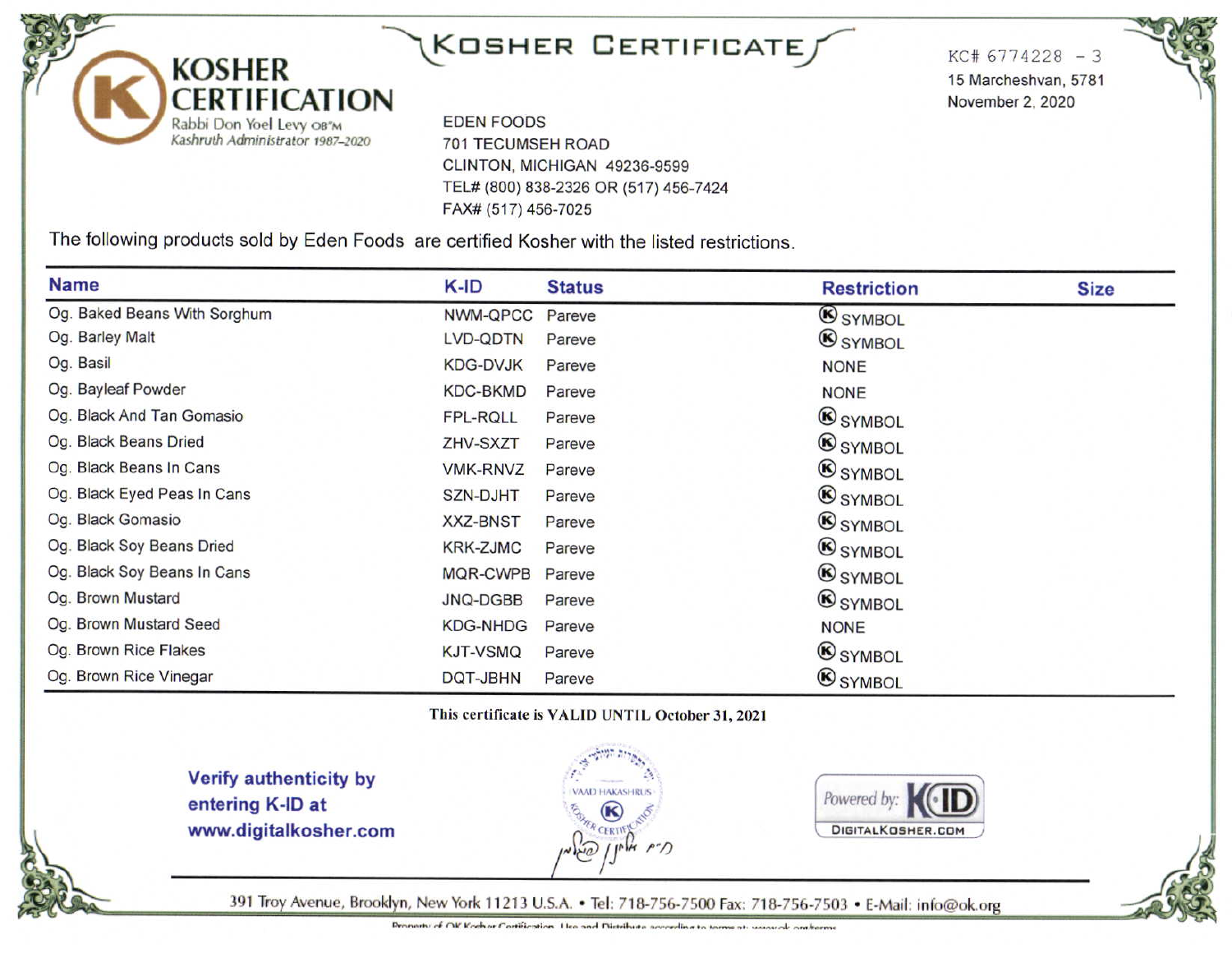# KOSHER CERTIFICATE

**KOSHER CERTIFICATION**
Rabbi Don Yoel Levy OB"M
*Kashruth Administrator 1987–2020*

KC# 6774228 - 3
15 Marcheshvan, 5781
November 2, 2020

EDEN FOODS
701 TECUMSEH ROAD
CLINTON, MICHIGAN 49236-9599
TEL# (800) 838-2326 OR (517) 456-7424
FAX# (517) 456-7025

The following products sold by Eden Foods are certified Kosher with the listed restrictions.

| Name | K-ID | Status | Restriction | Size |
|---|---|---|---|---|
| Og. Baked Beans With Sorghum | NWM-QPCC | Pareve | Ⓚ SYMBOL | |
| Og. Barley Malt | LVD-QDTN | Pareve | Ⓚ SYMBOL | |
| Og. Basil | KDG-DVJK | Pareve | NONE | |
| Og. Bayleaf Powder | KDC-BKMD | Pareve | NONE | |
| Og. Black And Tan Gomasio | FPL-RQLL | Pareve | Ⓚ SYMBOL | |
| Og. Black Beans Dried | ZHV-SXZT | Pareve | Ⓚ SYMBOL | |
| Og. Black Beans In Cans | VMK-RNVZ | Pareve | Ⓚ SYMBOL | |
| Og. Black Eyed Peas In Cans | SZN-DJHT | Pareve | Ⓚ SYMBOL | |
| Og. Black Gomasio | XXZ-BNST | Pareve | Ⓚ SYMBOL | |
| Og. Black Soy Beans Dried | KRK-ZJMC | Pareve | Ⓚ SYMBOL | |
| Og. Black Soy Beans In Cans | MQR-CWPB | Pareve | Ⓚ SYMBOL | |
| Og. Brown Mustard | JNQ-DGBB | Pareve | Ⓚ SYMBOL | |
| Og. Brown Mustard Seed | KDG-NHDG | Pareve | NONE | |
| Og. Brown Rice Flakes | KJT-VSMQ | Pareve | Ⓚ SYMBOL | |
| Og. Brown Rice Vinegar | DQT-JBHN | Pareve | Ⓚ SYMBOL | |

**This certificate is VALID UNTIL October 31, 2021**

**Verify authenticity by entering K-ID at www.digitalkosher.com**

VAAD HAKASHRUS — KOSHER CERTIFICATION

Powered by: K-ID DIGITALKOSHER.COM

391 Troy Avenue, Brooklyn, New York 11213 U.S.A. • Tel: 718-756-7500 Fax: 718-756-7503 • E-Mail: info@ok.org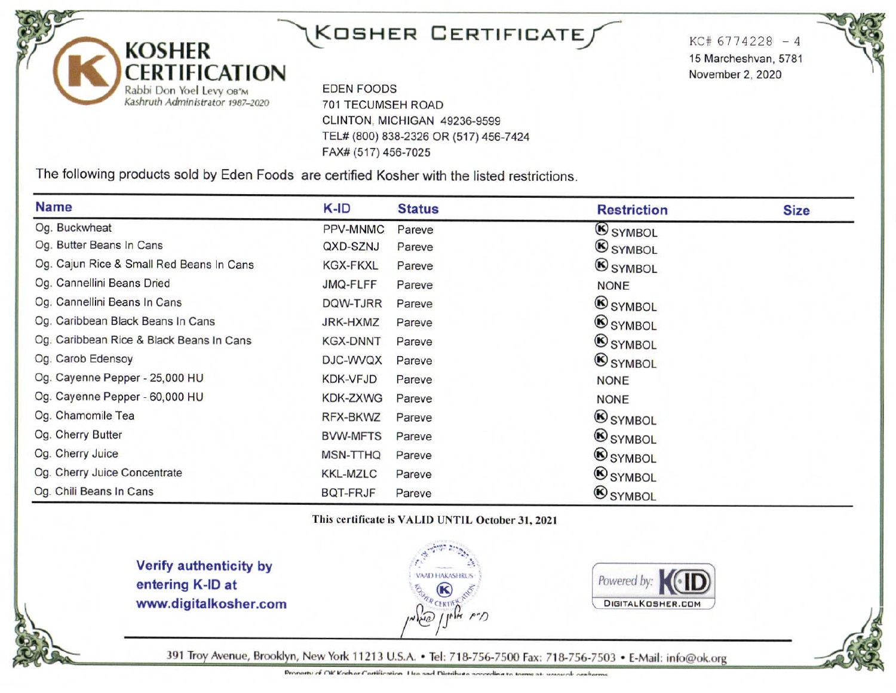# KOSHER CERTIFICATE

**KOSHER CERTIFICATION**
Rabbi Don Yoel Levy OB"M
*Kashruth Administrator 1987–2020*

KC# 6774228 – 4
15 Marcheshvan, 5781
November 2, 2020

EDEN FOODS
701 TECUMSEH ROAD
CLINTON, MICHIGAN 49236-9599
TEL# (800) 838-2326 OR (517) 456-7424
FAX# (517) 456-7025

The following products sold by Eden Foods are certified Kosher with the listed restrictions.

| Name | K-ID | Status | Restriction | Size |
|---|---|---|---|---|
| Og. Buckwheat | PPV-MNMC | Pareve | Ⓚ SYMBOL | |
| Og. Butter Beans In Cans | QXD-SZNJ | Pareve | Ⓚ SYMBOL | |
| Og. Cajun Rice & Small Red Beans In Cans | KGX-FKXL | Pareve | Ⓚ SYMBOL | |
| Og. Cannellini Beans Dried | JMQ-FLFF | Pareve | NONE | |
| Og. Cannellini Beans In Cans | DQW-TJRR | Pareve | Ⓚ SYMBOL | |
| Og. Caribbean Black Beans In Cans | JRK-HXMZ | Pareve | Ⓚ SYMBOL | |
| Og. Caribbean Rice & Black Beans In Cans | KGX-DNNT | Pareve | Ⓚ SYMBOL | |
| Og. Carob Edensoy | DJC-WVQX | Pareve | Ⓚ SYMBOL | |
| Og. Cayenne Pepper - 25,000 HU | KDK-VFJD | Pareve | NONE | |
| Og. Cayenne Pepper - 60,000 HU | KDK-ZXWG | Pareve | NONE | |
| Og. Chamomile Tea | RFX-BKWZ | Pareve | Ⓚ SYMBOL | |
| Og. Cherry Butter | BVW-MFTS | Pareve | Ⓚ SYMBOL | |
| Og. Cherry Juice | MSN-TTHQ | Pareve | Ⓚ SYMBOL | |
| Og. Cherry Juice Concentrate | KKL-MZLC | Pareve | Ⓚ SYMBOL | |
| Og. Chili Beans In Cans | BQT-FRJF | Pareve | Ⓚ SYMBOL | |

**This certificate is VALID UNTIL October 31, 2021**

**Verify authenticity by entering K-ID at www.digitalkosher.com**

VAAD HAKASHRUS · KOSHER CERTIFICATION

Powered by: K-ID DIGITALKOSHER.COM

391 Troy Avenue, Brooklyn, New York 11213 U.S.A. • Tel: 718-756-7500 Fax: 718-756-7503 • E-Mail: info@ok.org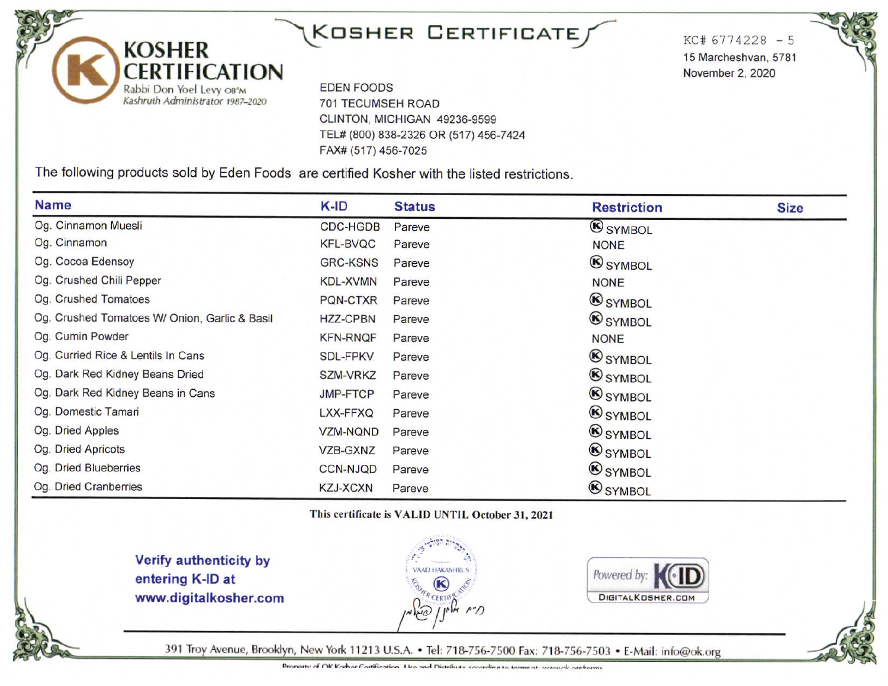**KOSHER CERTIFICATION**
Rabbi Don Yoel Levy OB"M
*Kashruth Administrator 1987–2020*

# KOSHER CERTIFICATE

KC# 6774228 - 5
15 Marcheshvan, 5781
November 2, 2020

EDEN FOODS
701 TECUMSEH ROAD
CLINTON, MICHIGAN 49236-9599
TEL# (800) 838-2326 OR (517) 456-7424
FAX# (517) 456-7025

The following products sold by Eden Foods are certified Kosher with the listed restrictions.

| Name | K-ID | Status | Restriction | Size |
|---|---|---|---|---|
| Og. Cinnamon Muesli | CDC-HGDB | Pareve | Ⓚ SYMBOL | |
| Og. Cinnamon | KFL-BVQC | Pareve | NONE | |
| Og. Cocoa Edensoy | GRC-KSNS | Pareve | Ⓚ SYMBOL | |
| Og. Crushed Chili Pepper | KDL-XVMN | Pareve | NONE | |
| Og. Crushed Tomatoes | PQN-CTXR | Pareve | Ⓚ SYMBOL | |
| Og. Crushed Tomatoes W/ Onion, Garlic & Basil | HZZ-CPBN | Pareve | Ⓚ SYMBOL | |
| Og. Cumin Powder | KFN-RNQF | Pareve | NONE | |
| Og. Curried Rice & Lentils In Cans | SDL-FPKV | Pareve | Ⓚ SYMBOL | |
| Og. Dark Red Kidney Beans Dried | SZM-VRKZ | Pareve | Ⓚ SYMBOL | |
| Og. Dark Red Kidney Beans in Cans | JMP-FTCP | Pareve | Ⓚ SYMBOL | |
| Og. Domestic Tamari | LXX-FFXQ | Pareve | Ⓚ SYMBOL | |
| Og. Dried Apples | VZM-NQND | Pareve | Ⓚ SYMBOL | |
| Og. Dried Apricots | VZB-GXNZ | Pareve | Ⓚ SYMBOL | |
| Og. Dried Blueberries | CCN-NJQD | Pareve | Ⓚ SYMBOL | |
| Og. Dried Cranberries | KZJ-XCXN | Pareve | Ⓚ SYMBOL | |

**This certificate is VALID UNTIL October 31, 2021**

**Verify authenticity by entering K-ID at www.digitalkosher.com**

VAAD HAKASHRUS · KOSHER CERTIFICATION

Powered by: KID DIGITALKOSHER.COM

391 Troy Avenue, Brooklyn, New York 11213 U.S.A. • Tel: 718-756-7500 Fax: 718-756-7503 • E-Mail: info@ok.org